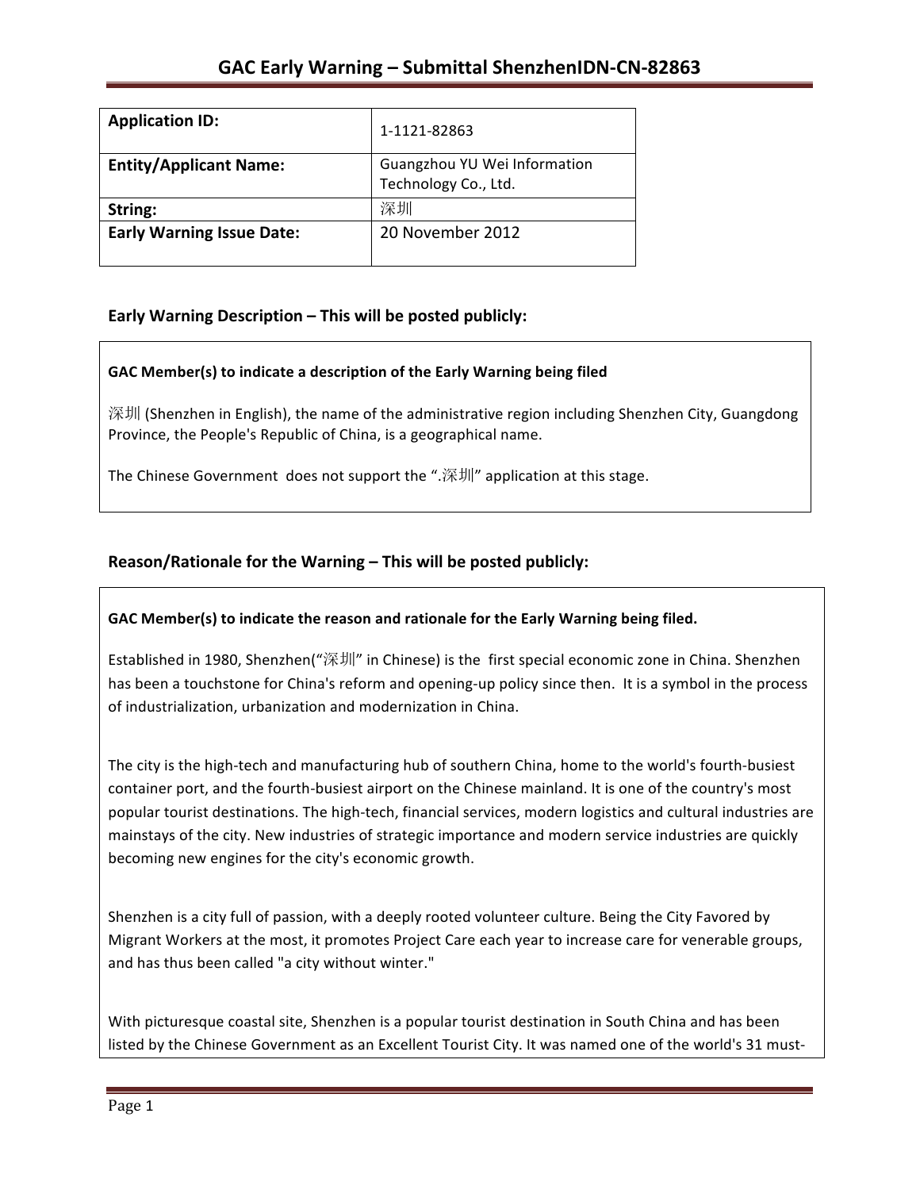# GAC Early Warning – Submittal ShenzhenIDN-CN-82863

| **Application ID:** | 1-1121-82863 |
|---|---|
| **Entity/Applicant Name:** | Guangzhou YU Wei Information Technology Co., Ltd. |
| **String:** | 深圳 |
| **Early Warning Issue Date:** | 20 November 2012 |

## Early Warning Description – This will be posted publicly:

**GAC Member(s) to indicate a description of the Early Warning being filed**

深圳 (Shenzhen in English), the name of the administrative region including Shenzhen City, Guangdong Province, the People's Republic of China, is a geographical name.

The Chinese Government does not support the ".深圳" application at this stage.

## Reason/Rationale for the Warning – This will be posted publicly:

**GAC Member(s) to indicate the reason and rationale for the Early Warning being filed.**

Established in 1980, Shenzhen("深圳" in Chinese) is the first special economic zone in China. Shenzhen has been a touchstone for China's reform and opening-up policy since then. It is a symbol in the process of industrialization, urbanization and modernization in China.

The city is the high-tech and manufacturing hub of southern China, home to the world's fourth-busiest container port, and the fourth-busiest airport on the Chinese mainland. It is one of the country's most popular tourist destinations. The high-tech, financial services, modern logistics and cultural industries are mainstays of the city. New industries of strategic importance and modern service industries are quickly becoming new engines for the city's economic growth.

Shenzhen is a city full of passion, with a deeply rooted volunteer culture. Being the City Favored by Migrant Workers at the most, it promotes Project Care each year to increase care for venerable groups, and has thus been called "a city without winter."

With picturesque coastal site, Shenzhen is a popular tourist destination in South China and has been listed by the Chinese Government as an Excellent Tourist City. It was named one of the world's 31 must-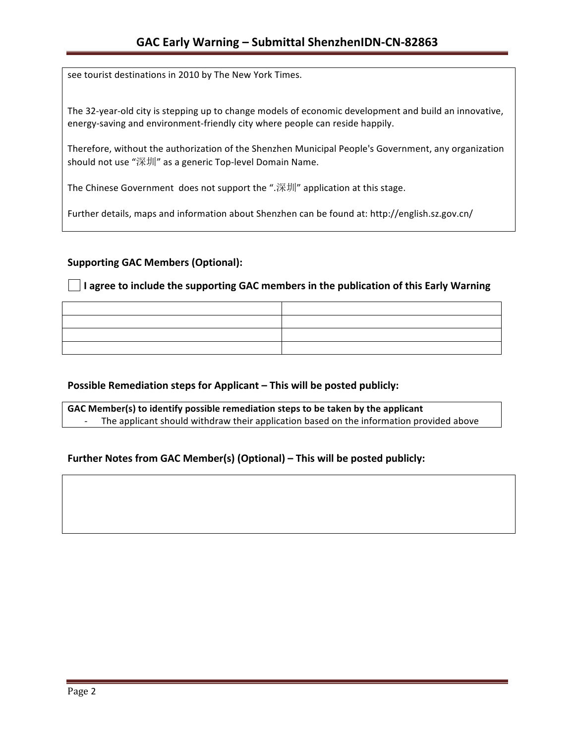see tourist destinations in 2010 by The New York Times.

The 32-year-old city is stepping up to change models of economic development and build an innovative, energy-saving and environment-friendly city where people can reside happily.

Therefore, without the authorization of the Shenzhen Municipal People's Government, any organization should not use "深圳" as a generic Top-level Domain Name.

The Chinese Government does not support the ".深圳" application at this stage.

Further details, maps and information about Shenzhen can be found at: http://english.sz.gov.cn/

### Supporting GAC Members (Optional):

☐ **I agree to include the supporting GAC members in the publication of this Early Warning**

| | |
|---|---|
| | |
| | |
| | |

### Possible Remediation steps for Applicant – This will be posted publicly:

**GAC Member(s) to identify possible remediation steps to be taken by the applicant**

- The applicant should withdraw their application based on the information provided above

### Further Notes from GAC Member(s) (Optional) – This will be posted publicly: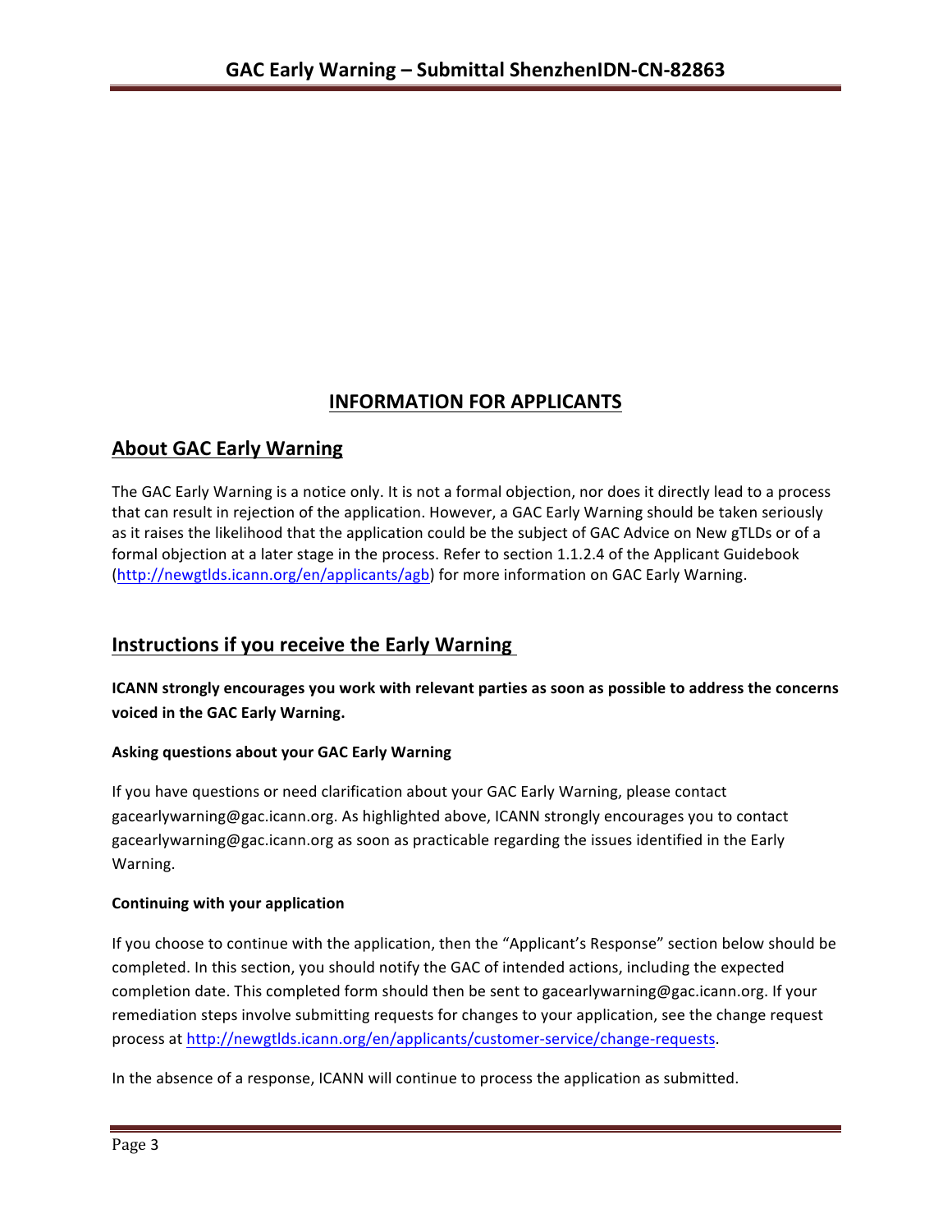## INFORMATION FOR APPLICANTS

## About GAC Early Warning

The GAC Early Warning is a notice only. It is not a formal objection, nor does it directly lead to a process that can result in rejection of the application. However, a GAC Early Warning should be taken seriously as it raises the likelihood that the application could be the subject of GAC Advice on New gTLDs or of a formal objection at a later stage in the process. Refer to section 1.1.2.4 of the Applicant Guidebook (http://newgtlds.icann.org/en/applicants/agb) for more information on GAC Early Warning.

## Instructions if you receive the Early Warning

**ICANN strongly encourages you work with relevant parties as soon as possible to address the concerns voiced in the GAC Early Warning.**

#### Asking questions about your GAC Early Warning

If you have questions or need clarification about your GAC Early Warning, please contact gacearlywarning@gac.icann.org. As highlighted above, ICANN strongly encourages you to contact gacearlywarning@gac.icann.org as soon as practicable regarding the issues identified in the Early Warning.

#### Continuing with your application

If you choose to continue with the application, then the "Applicant's Response" section below should be completed. In this section, you should notify the GAC of intended actions, including the expected completion date. This completed form should then be sent to gacearlywarning@gac.icann.org. If your remediation steps involve submitting requests for changes to your application, see the change request process at http://newgtlds.icann.org/en/applicants/customer-service/change-requests.

In the absence of a response, ICANN will continue to process the application as submitted.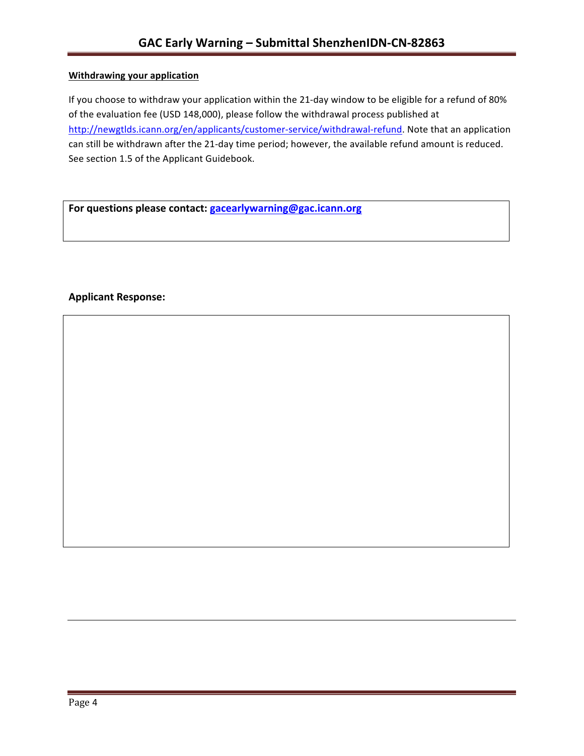**Withdrawing your application**

If you choose to withdraw your application within the 21-day window to be eligible for a refund of 80% of the evaluation fee (USD 148,000), please follow the withdrawal process published at http://newgtlds.icann.org/en/applicants/customer-service/withdrawal-refund. Note that an application can still be withdrawn after the 21-day time period; however, the available refund amount is reduced. See section 1.5 of the Applicant Guidebook.

**For questions please contact: gacearlywarning@gac.icann.org**

**Applicant Response:**